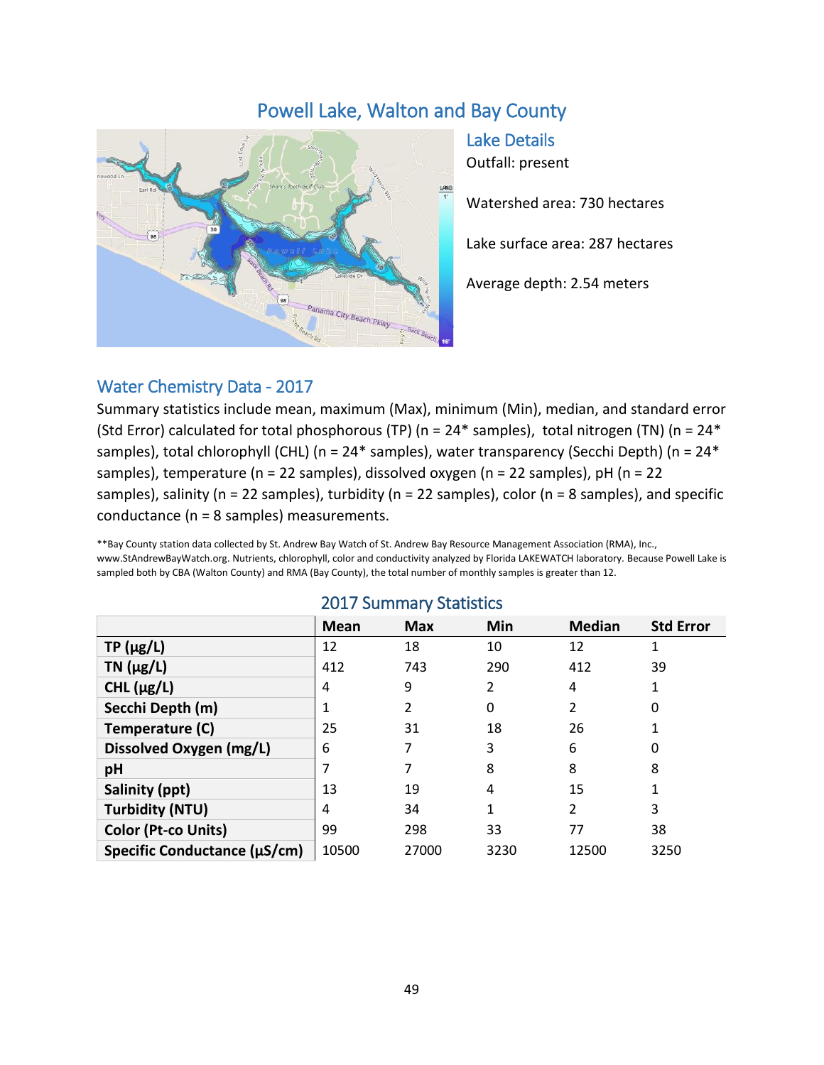# Powell Lake, Walton and Bay County

## Lake Details

Outfall: present

Watershed area: 730 hectares

Lake surface area: 287 hectares

Average depth: 2.54 meters

## Water Chemistry Data - 2017

Summary statistics include mean, maximum (Max), minimum (Min), median, and standard error (Std Error) calculated for total phosphorous (TP) (n = 24* samples), total nitrogen (TN) (n = 24* samples), total chlorophyll (CHL) (n = 24* samples), water transparency (Secchi Depth) (n = 24* samples), temperature (n = 22 samples), dissolved oxygen (n = 22 samples), pH (n = 22 samples), salinity (n = 22 samples), turbidity (n = 22 samples), color (n = 8 samples), and specific conductance (n = 8 samples) measurements.

**Bay County station data collected by St. Andrew Bay Watch of St. Andrew Bay Resource Management Association (RMA), Inc., www.StAndrewBayWatch.org. Nutrients, chlorophyll, color and conductivity analyzed by Florida LAKEWATCH laboratory. Because Powell Lake is sampled both by CBA (Walton County) and RMA (Bay County), the total number of monthly samples is greater than 12.

### 2017 Summary Statistics

| | Mean | Max | Min | Median | Std Error |
|---|---|---|---|---|---|
| **TP (µg/L)** | 12 | 18 | 10 | 12 | 1 |
| **TN (µg/L)** | 412 | 743 | 290 | 412 | 39 |
| **CHL (µg/L)** | 4 | 9 | 2 | 4 | 1 |
| **Secchi Depth (m)** | 1 | 2 | 0 | 2 | 0 |
| **Temperature (C)** | 25 | 31 | 18 | 26 | 1 |
| **Dissolved Oxygen (mg/L)** | 6 | 7 | 3 | 6 | 0 |
| **pH** | 7 | 7 | 8 | 8 | 8 |
| **Salinity (ppt)** | 13 | 19 | 4 | 15 | 1 |
| **Turbidity (NTU)** | 4 | 34 | 1 | 2 | 3 |
| **Color (Pt-co Units)** | 99 | 298 | 33 | 77 | 38 |
| **Specific Conductance (µS/cm)** | 10500 | 27000 | 3230 | 12500 | 3250 |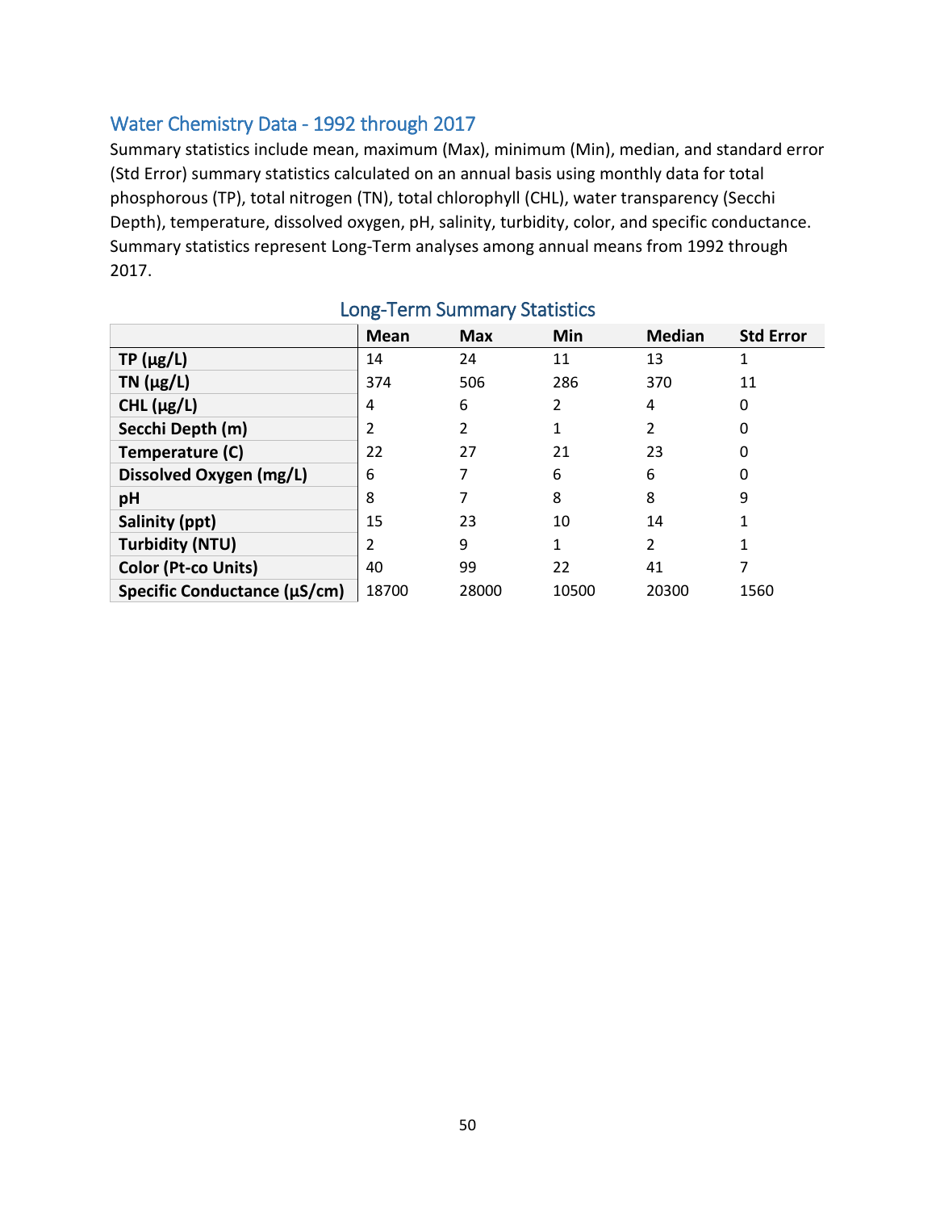## Water Chemistry Data - 1992 through 2017

Summary statistics include mean, maximum (Max), minimum (Min), median, and standard error (Std Error) summary statistics calculated on an annual basis using monthly data for total phosphorous (TP), total nitrogen (TN), total chlorophyll (CHL), water transparency (Secchi Depth), temperature, dissolved oxygen, pH, salinity, turbidity, color, and specific conductance. Summary statistics represent Long-Term analyses among annual means from 1992 through 2017.

### Long-Term Summary Statistics

| | Mean | Max | Min | Median | Std Error |
|---|---|---|---|---|---|
| **TP (µg/L)** | 14 | 24 | 11 | 13 | 1 |
| **TN (µg/L)** | 374 | 506 | 286 | 370 | 11 |
| **CHL (µg/L)** | 4 | 6 | 2 | 4 | 0 |
| **Secchi Depth (m)** | 2 | 2 | 1 | 2 | 0 |
| **Temperature (C)** | 22 | 27 | 21 | 23 | 0 |
| **Dissolved Oxygen (mg/L)** | 6 | 7 | 6 | 6 | 0 |
| **pH** | 8 | 7 | 8 | 8 | 9 |
| **Salinity (ppt)** | 15 | 23 | 10 | 14 | 1 |
| **Turbidity (NTU)** | 2 | 9 | 1 | 2 | 1 |
| **Color (Pt-co Units)** | 40 | 99 | 22 | 41 | 7 |
| **Specific Conductance (µS/cm)** | 18700 | 28000 | 10500 | 20300 | 1560 |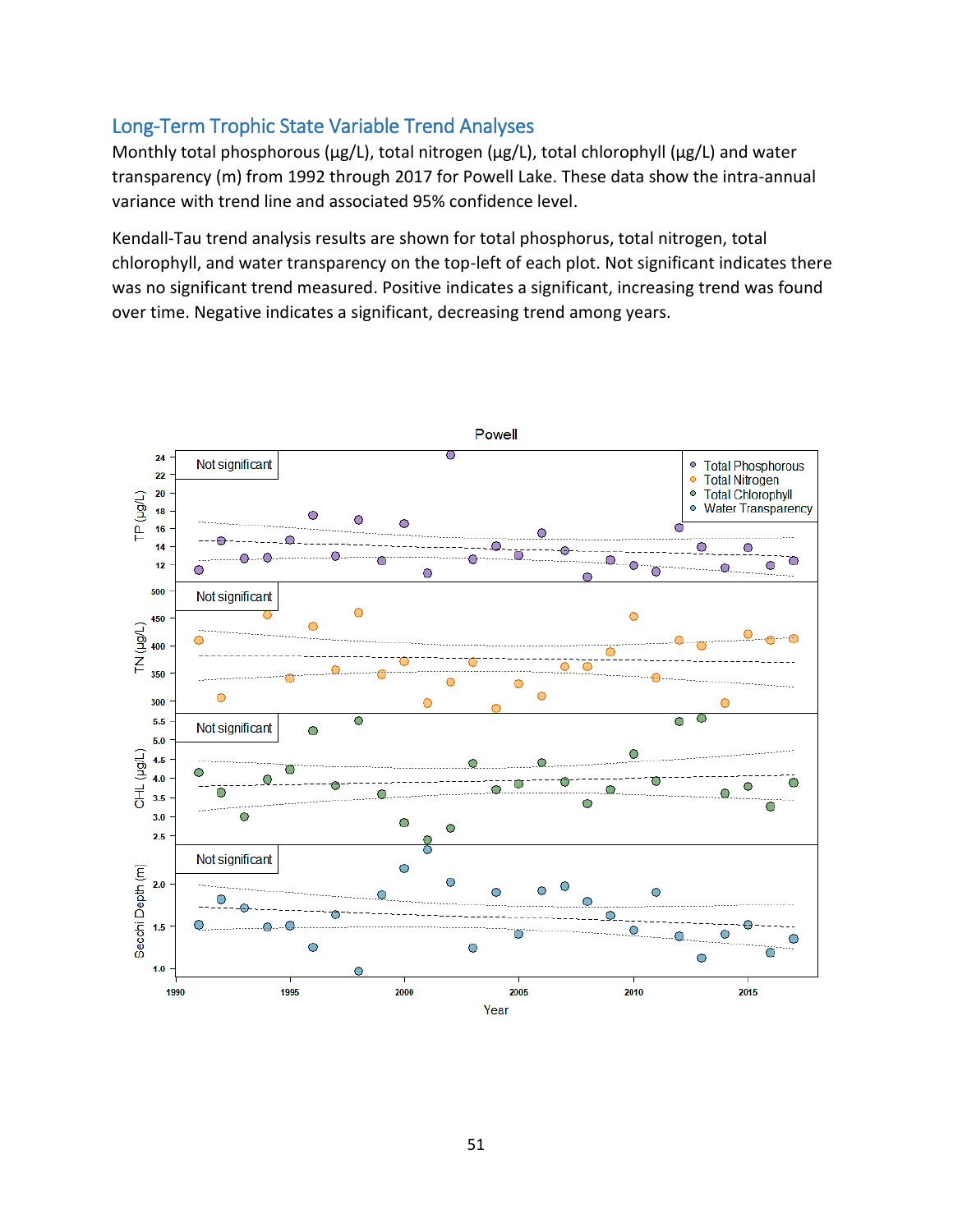## Long-Term Trophic State Variable Trend Analyses

Monthly total phosphorous (µg/L), total nitrogen (µg/L), total chlorophyll (µg/L) and water transparency (m) from 1992 through 2017 for Powell Lake. These data show the intra-annual variance with trend line and associated 95% confidence level.

Kendall-Tau trend analysis results are shown for total phosphorus, total nitrogen, total chlorophyll, and water transparency on the top-left of each plot. Not significant indicates there was no significant trend measured. Positive indicates a significant, increasing trend was found over time. Negative indicates a significant, decreasing trend among years.

Powell

Total Phosphorous
Total Nitrogen
Total Chlorophyll
Water Transparency

TP (µg/L)
24
22
20
18
16
14
12
Not significant

TN (µg/L)
500
450
400
350
300
Not significant

CHL (µg/L)
5.5
5.0
4.5
4.0
3.5
3.0
2.5
Not significant

Secchi Depth (m)
2.0
1.5
1.0
Not significant

1990
1995
2000
2005
2010
2015

Year